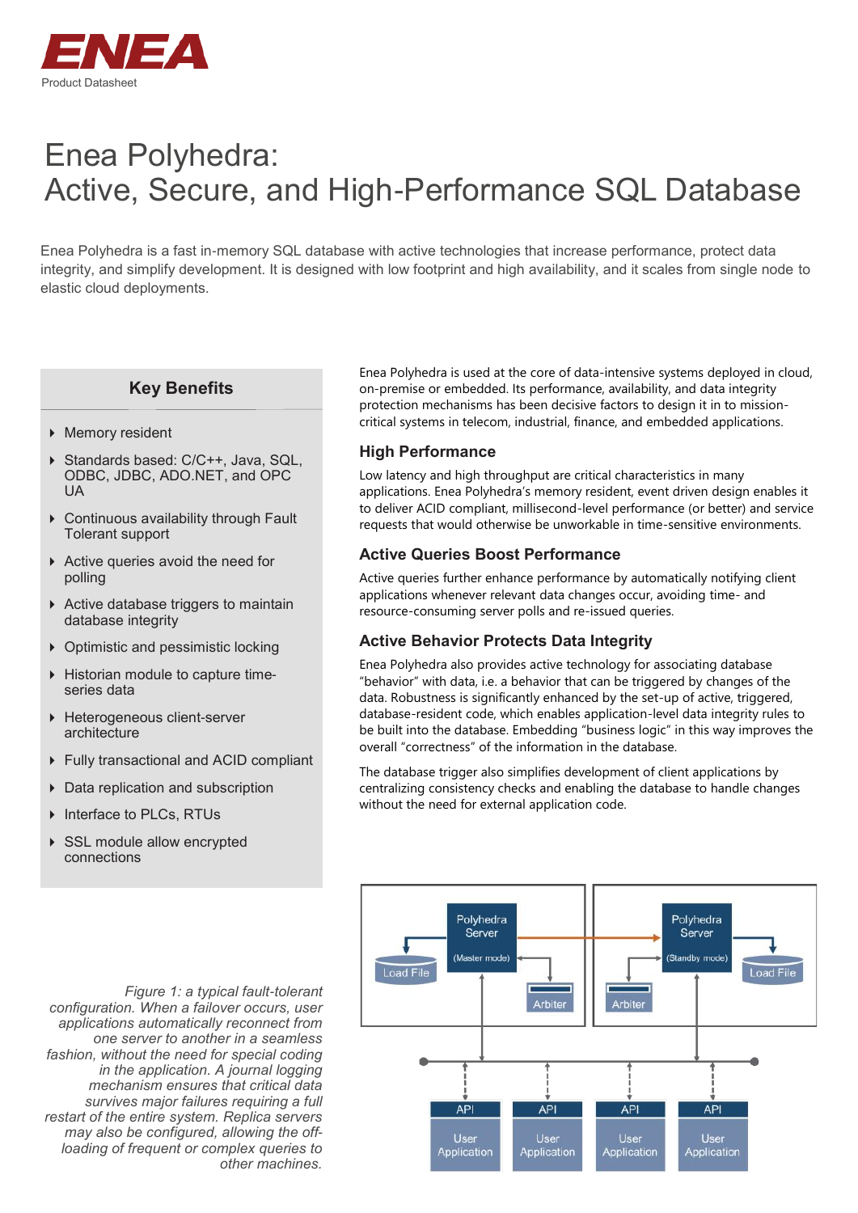Product Datasheet

# Enea Polyhedra:
# Active, Secure, and High-Performance SQL Database

Enea Polyhedra is a fast in-memory SQL database with active technologies that increase performance, protect data integrity, and simplify development. It is designed with low footprint and high availability, and it scales from single node to elastic cloud deployments.

### Key Benefits

- Memory resident
- Standards based: C/C++, Java, SQL, ODBC, JDBC, ADO.NET, and OPC UA
- Continuous availability through Fault Tolerant support
- Active queries avoid the need for polling
- Active database triggers to maintain database integrity
- Optimistic and pessimistic locking
- Historian module to capture time-series data
- Heterogeneous client-server architecture
- Fully transactional and ACID compliant
- Data replication and subscription
- Interface to PLCs, RTUs
- SSL module allow encrypted connections

Enea Polyhedra is used at the core of data-intensive systems deployed in cloud, on-premise or embedded. Its performance, availability, and data integrity protection mechanisms has been decisive factors to design it in to mission-critical systems in telecom, industrial, finance, and embedded applications.

## High Performance

Low latency and high throughput are critical characteristics in many applications. Enea Polyhedra's memory resident, event driven design enables it to deliver ACID compliant, millisecond-level performance (or better) and service requests that would otherwise be unworkable in time-sensitive environments.

## Active Queries Boost Performance

Active queries further enhance performance by automatically notifying client applications whenever relevant data changes occur, avoiding time- and resource-consuming server polls and re-issued queries.

## Active Behavior Protects Data Integrity

Enea Polyhedra also provides active technology for associating database "behavior" with data, i.e. a behavior that can be triggered by changes of the data. Robustness is significantly enhanced by the set-up of active, triggered, database-resident code, which enables application-level data integrity rules to be built into the database. Embedding "business logic" in this way improves the overall "correctness" of the information in the database.

The database trigger also simplifies development of client applications by centralizing consistency checks and enabling the database to handle changes without the need for external application code.

*Figure 1: a typical fault-tolerant configuration. When a failover occurs, user applications automatically reconnect from one server to another in a seamless fashion, without the need for special coding in the application. A journal logging mechanism ensures that critical data survives major failures requiring a full restart of the entire system. Replica servers may also be configured, allowing the off-loading of frequent or complex queries to other machines.*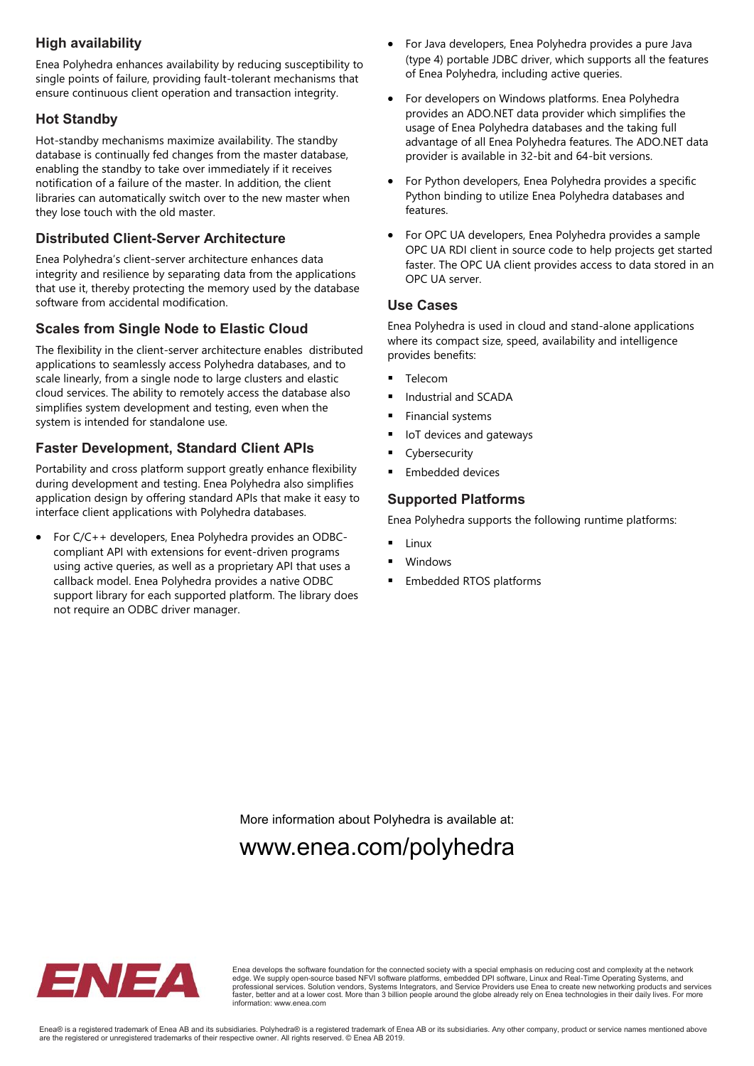## High availability

Enea Polyhedra enhances availability by reducing susceptibility to single points of failure, providing fault-tolerant mechanisms that ensure continuous client operation and transaction integrity.

## Hot Standby

Hot-standby mechanisms maximize availability. The standby database is continually fed changes from the master database, enabling the standby to take over immediately if it receives notification of a failure of the master. In addition, the client libraries can automatically switch over to the new master when they lose touch with the old master.

## Distributed Client-Server Architecture

Enea Polyhedra's client-server architecture enhances data integrity and resilience by separating data from the applications that use it, thereby protecting the memory used by the database software from accidental modification.

## Scales from Single Node to Elastic Cloud

The flexibility in the client-server architecture enables distributed applications to seamlessly access Polyhedra databases, and to scale linearly, from a single node to large clusters and elastic cloud services. The ability to remotely access the database also simplifies system development and testing, even when the system is intended for standalone use.

## Faster Development, Standard Client APIs

Portability and cross platform support greatly enhance flexibility during development and testing. Enea Polyhedra also simplifies application design by offering standard APIs that make it easy to interface client applications with Polyhedra databases.

- For C/C++ developers, Enea Polyhedra provides an ODBC-compliant API with extensions for event-driven programs using active queries, as well as a proprietary API that uses a callback model. Enea Polyhedra provides a native ODBC support library for each supported platform. The library does not require an ODBC driver manager.
- For Java developers, Enea Polyhedra provides a pure Java (type 4) portable JDBC driver, which supports all the features of Enea Polyhedra, including active queries.
- For developers on Windows platforms. Enea Polyhedra provides an ADO.NET data provider which simplifies the usage of Enea Polyhedra databases and the taking full advantage of all Enea Polyhedra features. The ADO.NET data provider is available in 32-bit and 64-bit versions.
- For Python developers, Enea Polyhedra provides a specific Python binding to utilize Enea Polyhedra databases and features.
- For OPC UA developers, Enea Polyhedra provides a sample OPC UA RDI client in source code to help projects get started faster. The OPC UA client provides access to data stored in an OPC UA server.

## Use Cases

Enea Polyhedra is used in cloud and stand-alone applications where its compact size, speed, availability and intelligence provides benefits:

- Telecom
- Industrial and SCADA
- Financial systems
- IoT devices and gateways
- Cybersecurity
- Embedded devices

## Supported Platforms

Enea Polyhedra supports the following runtime platforms:

- Linux
- Windows
- Embedded RTOS platforms

More information about Polyhedra is available at:

www.enea.com/polyhedra

ENEA

Enea develops the software foundation for the connected society with a special emphasis on reducing cost and complexity at the network edge. We supply open-source based NFVI software platforms, embedded DPI software, Linux and Real-Time Operating Systems, and professional services. Solution vendors, Systems Integrators, and Service Providers use Enea to create new networking products and services faster, better and at a lower cost. More than 3 billion people around the globe already rely on Enea technologies in their daily lives. For more information: www.enea.com

Enea® is a registered trademark of Enea AB and its subsidiaries. Polyhedra® is a registered trademark of Enea AB or its subsidiaries. Any other company, product or service names mentioned above are the registered or unregistered trademarks of their respective owner. All rights reserved. © Enea AB 2019.